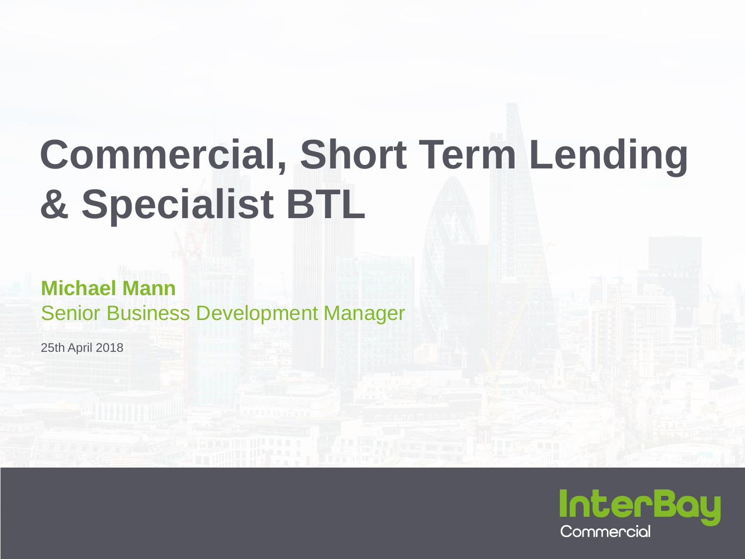# Commercial, Short Term Lending & Specialist BTL

**Michael Mann**

Senior Business Development Manager

25th April 2018

InterBay Commercial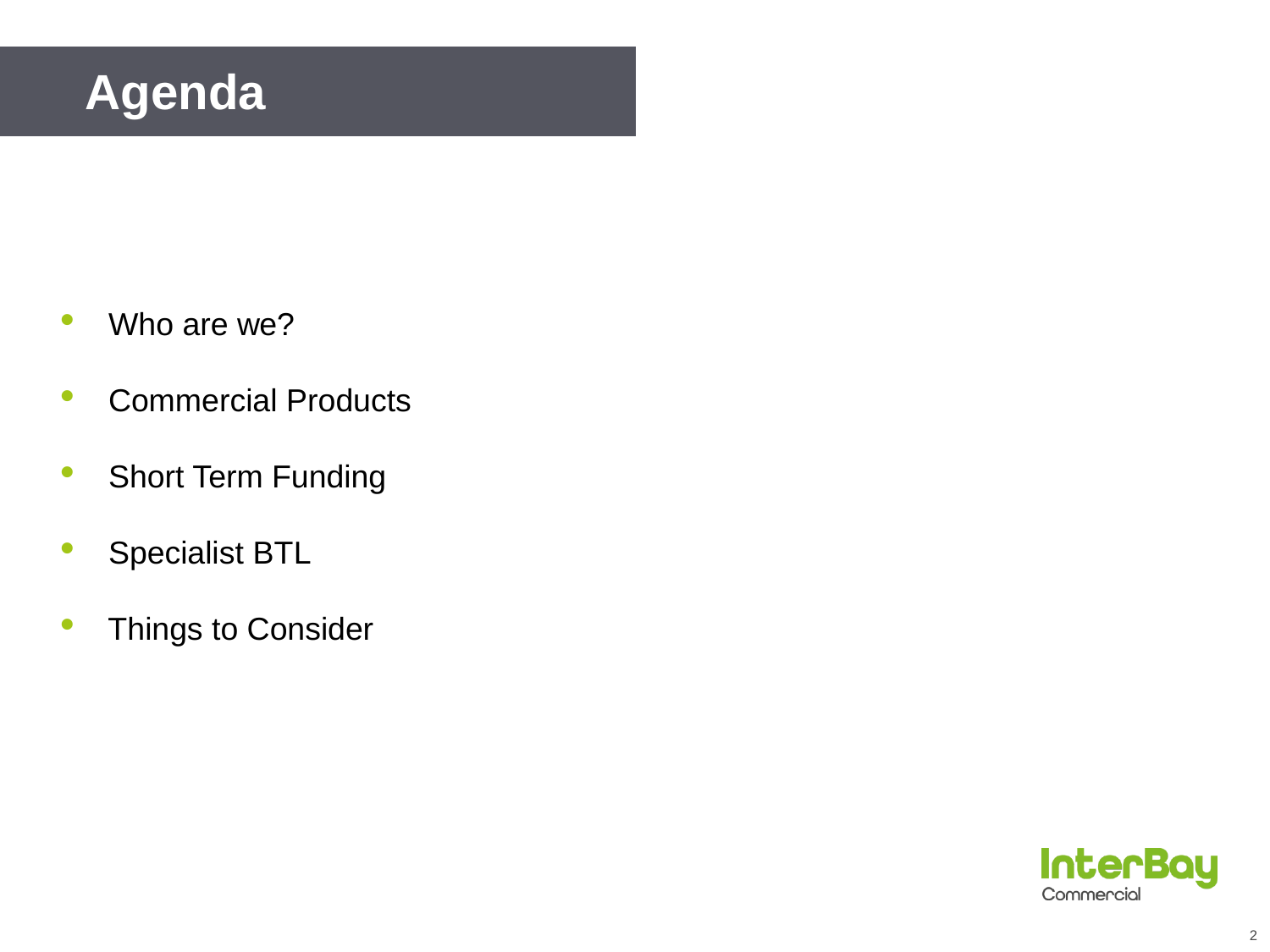# Agenda

- Who are we?
- Commercial Products
- Short Term Funding
- Specialist BTL
- Things to Consider

InterBay Commercial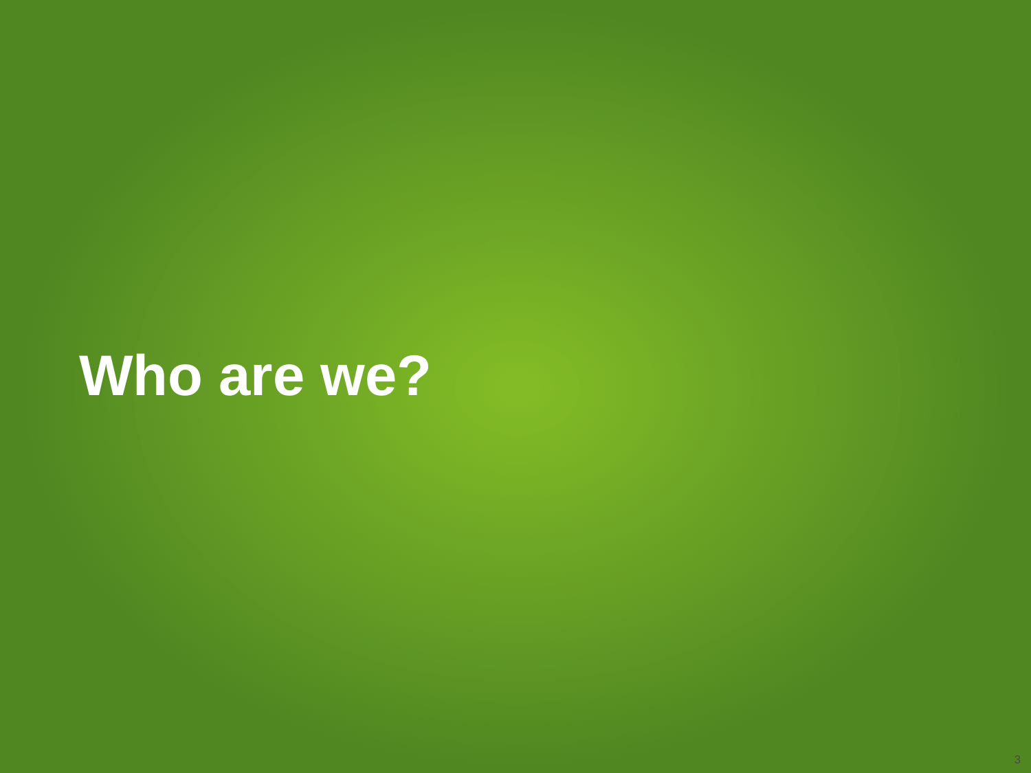# Who are we?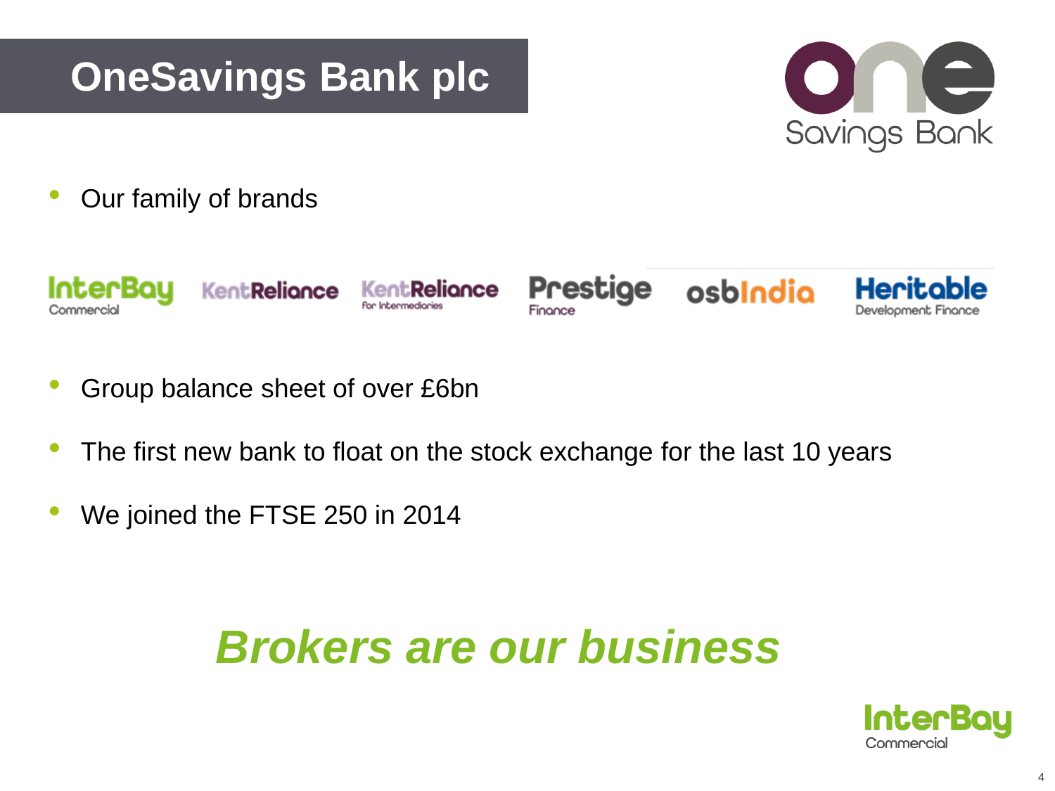# OneSavings Bank plc

- Our family of brands

InterBay Commercial | KentReliance | KentReliance for Intermediaries | Prestige Finance | osbIndia | Heritable Development Finance

- Group balance sheet of over £6bn
- The first new bank to float on the stock exchange for the last 10 years
- We joined the FTSE 250 in 2014

***Brokers are our business***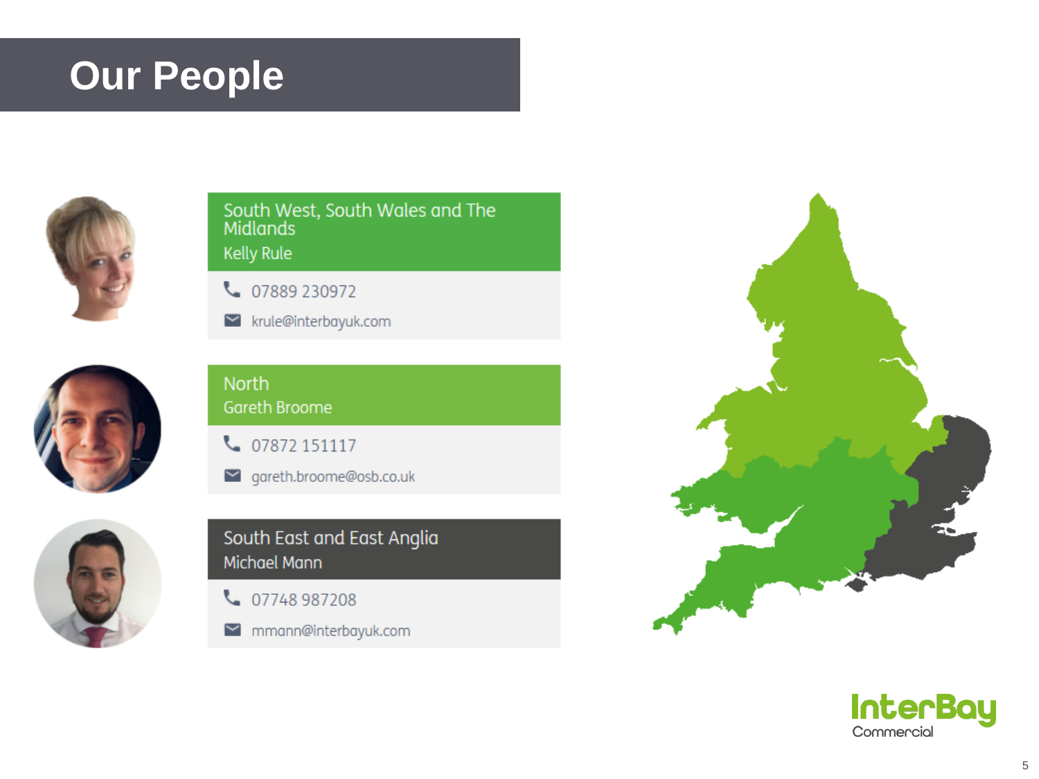# Our People

**South West, South Wales and The Midlands**
Kelly Rule

07889 230972

krule@interbayuk.com

**North**
Gareth Broome

07872 151117

gareth.broome@osb.co.uk

**South East and East Anglia**
Michael Mann

07748 987208

mmann@interbayuk.com

InterBay Commercial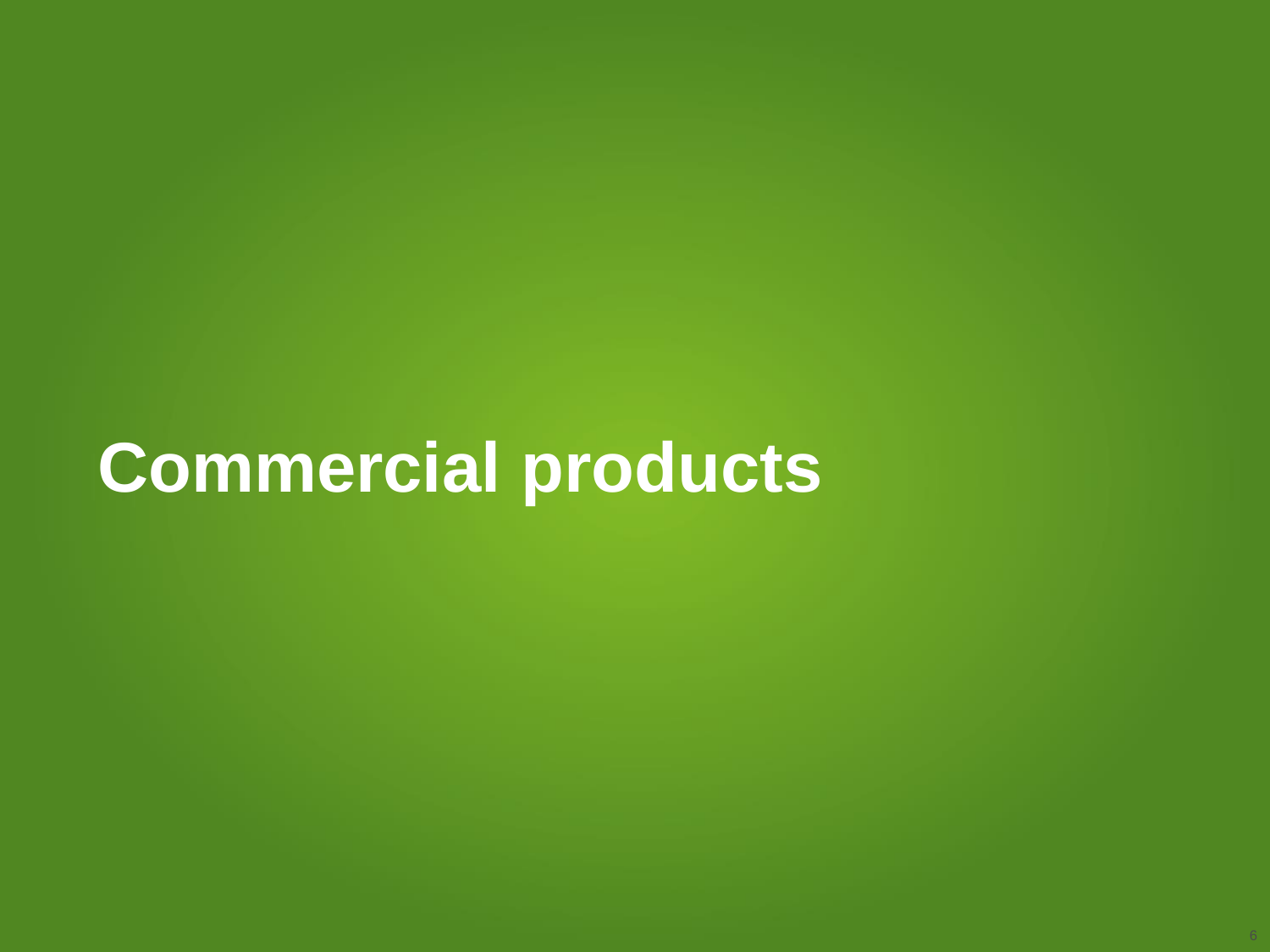# Commercial products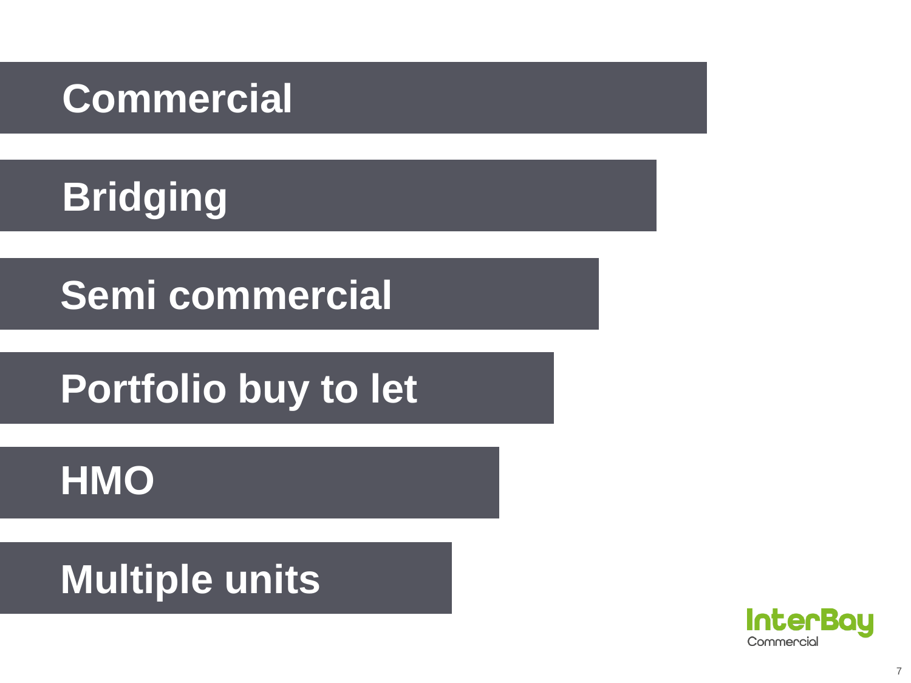**Commercial**

**Bridging**

**Semi commercial**

**Portfolio buy to let**

**HMO**

**Multiple units**

InterBay Commercial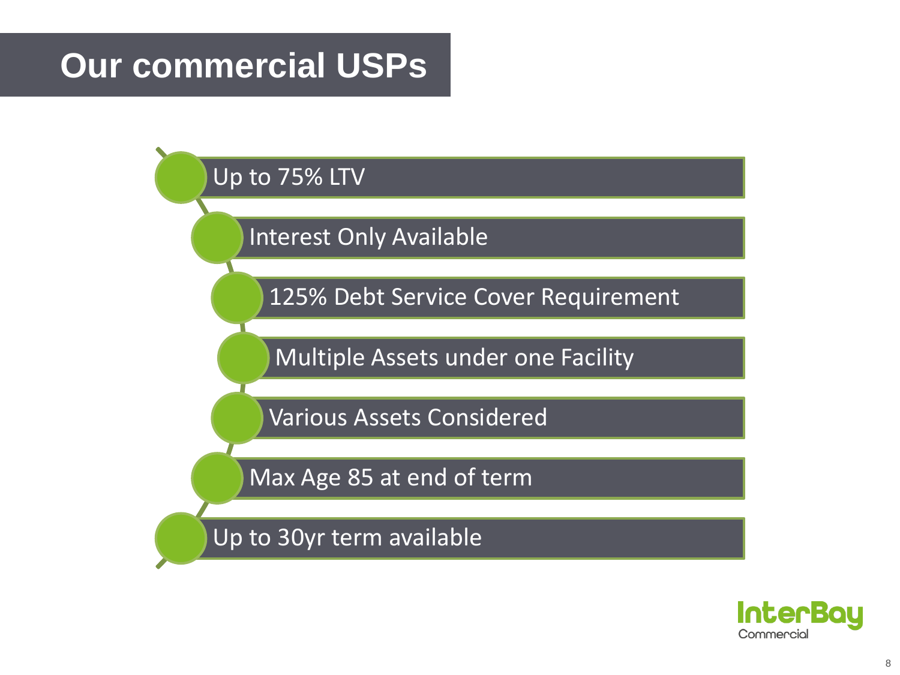# Our commercial USPs

- Up to 75% LTV
- Interest Only Available
- 125% Debt Service Cover Requirement
- Multiple Assets under one Facility
- Various Assets Considered
- Max Age 85 at end of term
- Up to 30yr term available

InterBay Commercial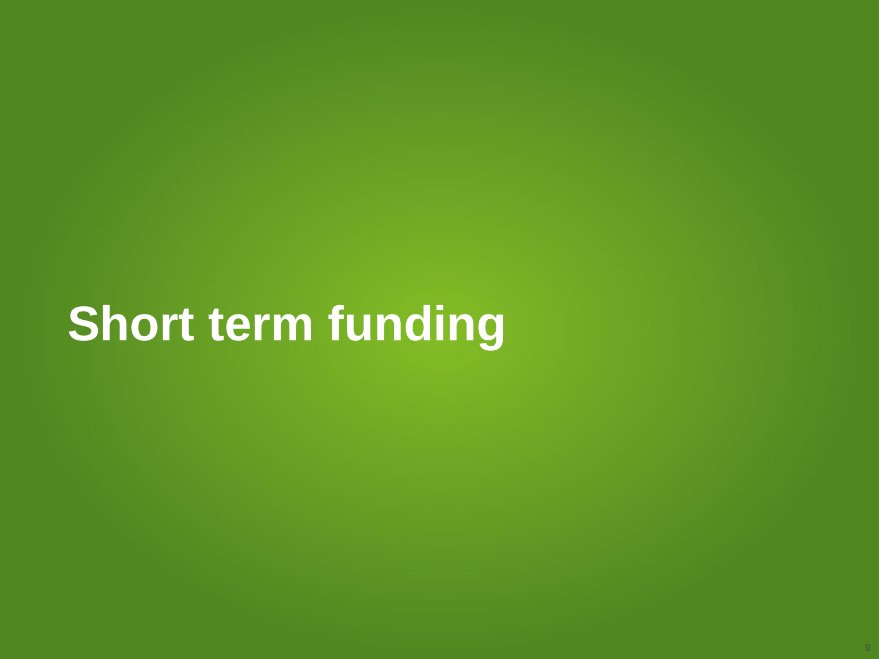# Short term funding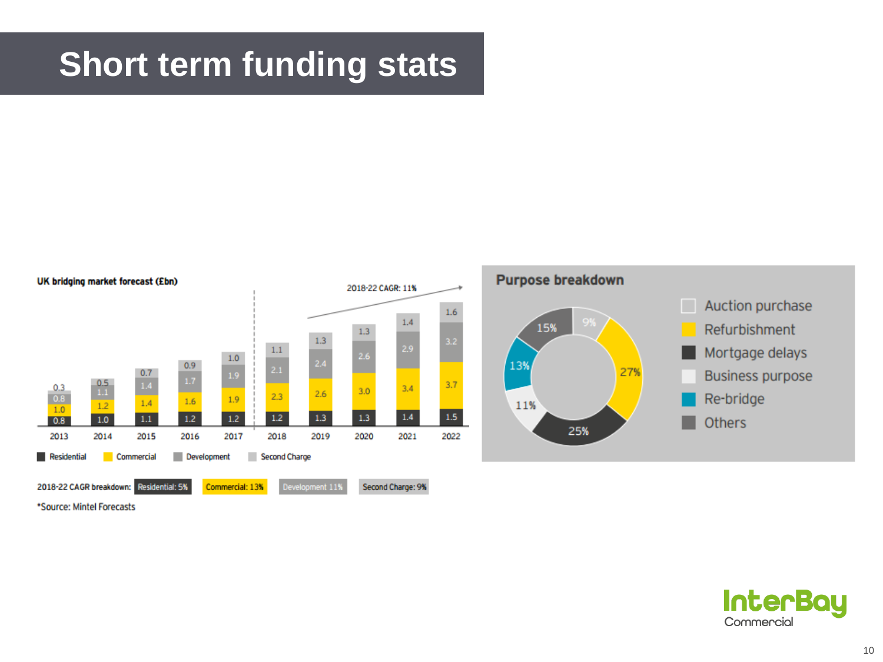# Short term funding stats

UK bridging market forecast (£bn)

2018-22 CAGR: 11%

2013: 0.3, 0.8, 1.0, 0.8
2014: 0.5, 1.1, 1.2, 1.0
2015: 0.7, 1.4, 1.4, 1.1
2016: 0.9, 1.7, 1.6, 1.2
2017: 1.0, 1.9, 1.9, 1.2
2018: 1.1, 2.1, 2.3, 1.2
2019: 1.3, 2.4, 2.6, 1.3
2020: 1.3, 2.6, 3.0, 1.3
2021: 1.4, 2.9, 3.4, 1.4
2022: 1.6, 3.2, 3.7, 1.5

Residential | Commercial | Development | Second Charge

2018-22 CAGR breakdown: Residential: 5% | Commercial: 13% | Development 11% | Second Charge: 9%

*Source: Mintel Forecasts

**Purpose breakdown**

9% | 27% | 25% | 11% | 13% | 15%

- Auction purchase
- Refurbishment
- Mortgage delays
- Business purpose
- Re-bridge
- Others

InterBay Commercial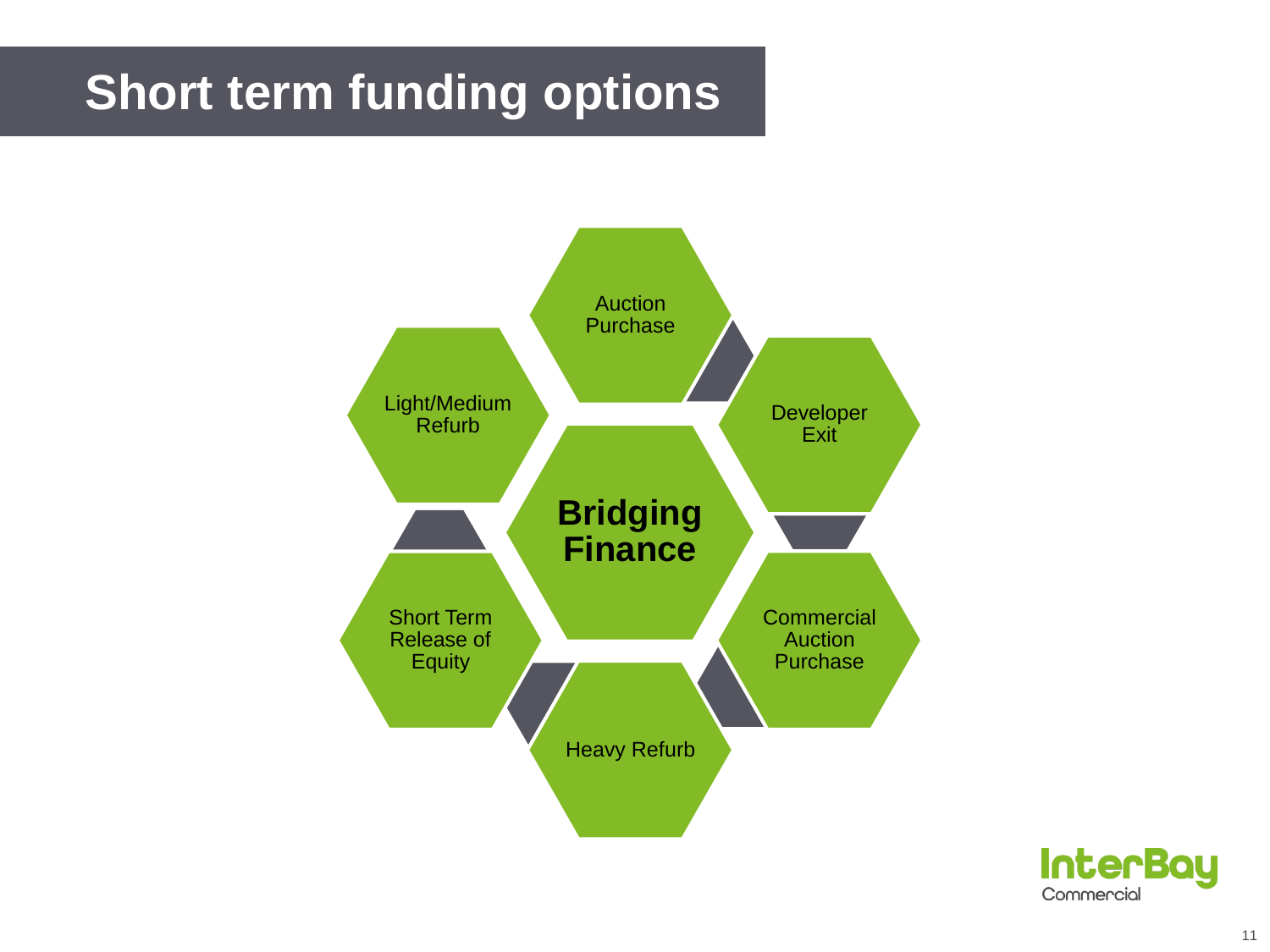# Short term funding options

**Bridging Finance**

Auction Purchase

Developer Exit

Commercial Auction Purchase

Heavy Refurb

Short Term Release of Equity

Light/Medium Refurb

InterBay Commercial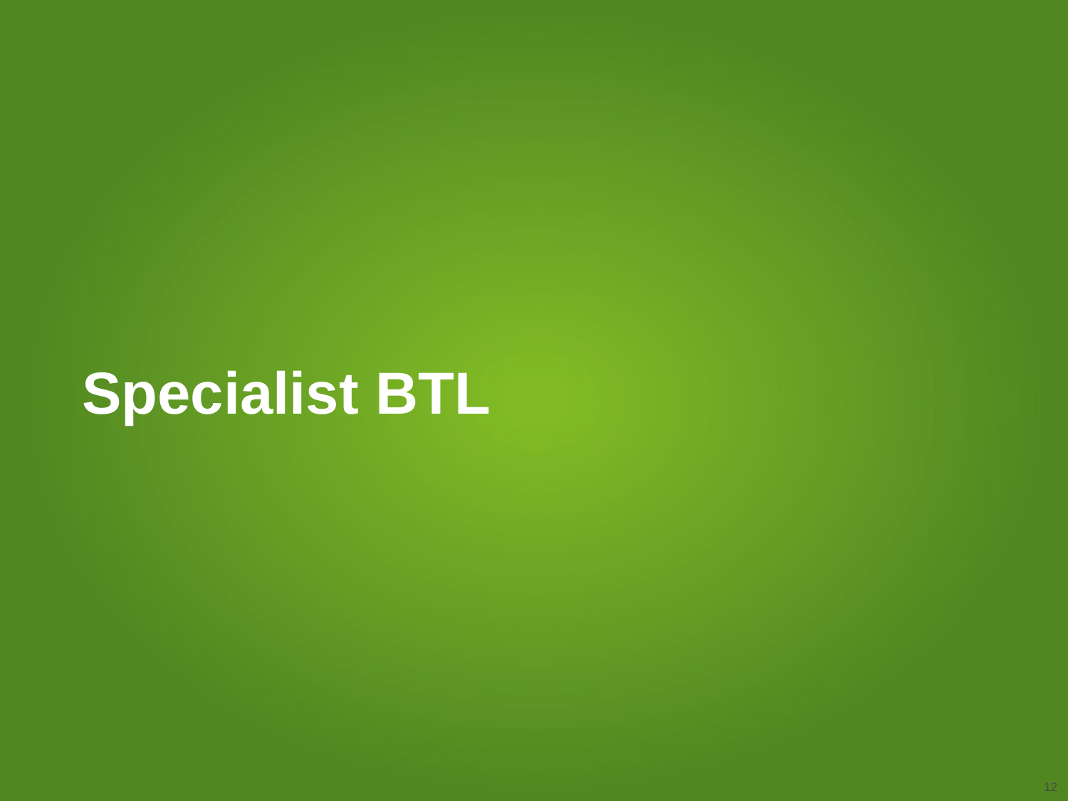# Specialist BTL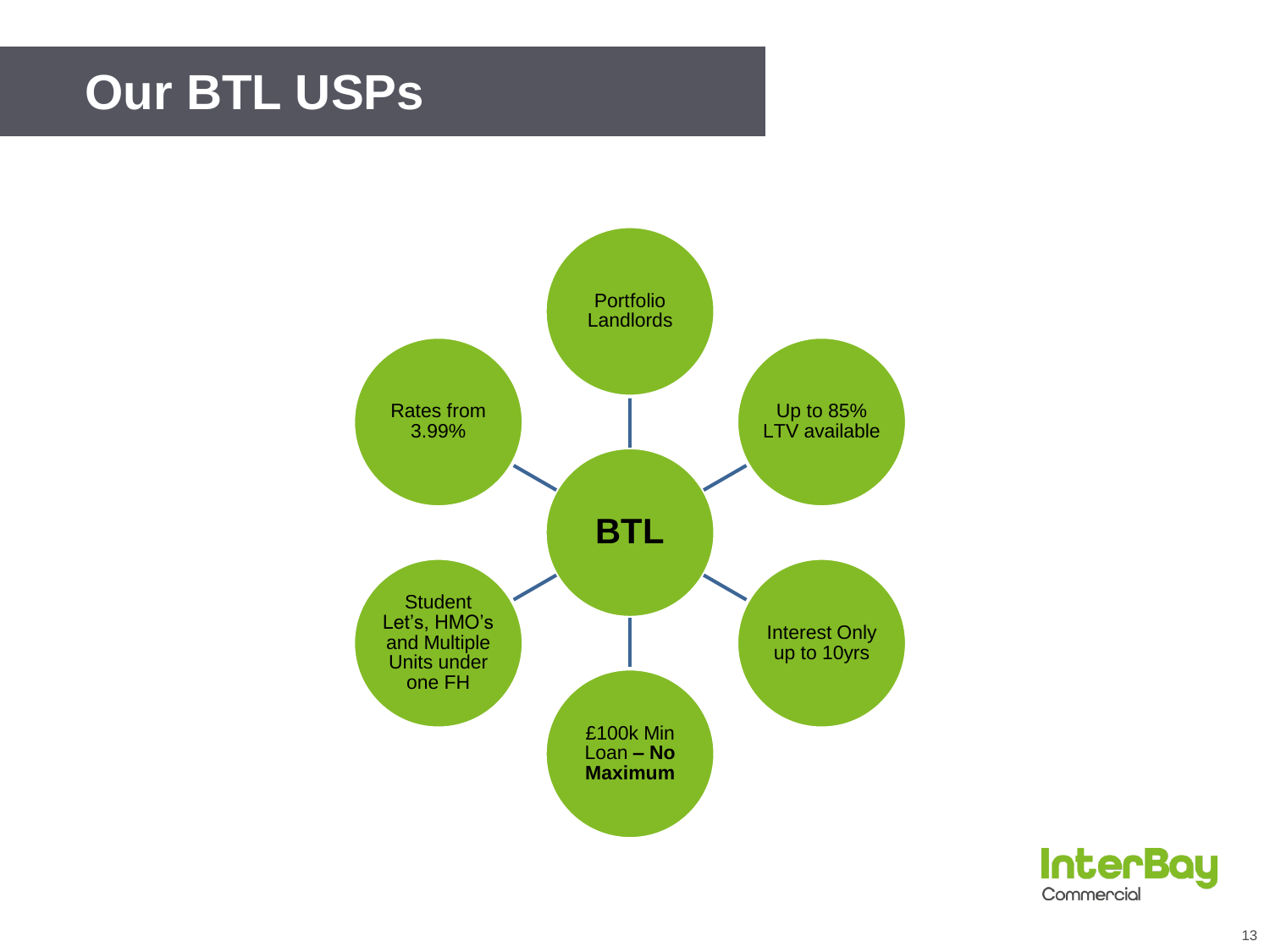# Our BTL USPs

BTL

Portfolio Landlords

Up to 85% LTV available

Interest Only up to 10yrs

£100k Min Loan **– No Maximum**

Student Let's, HMO's and Multiple Units under one FH

Rates from 3.99%

InterBay Commercial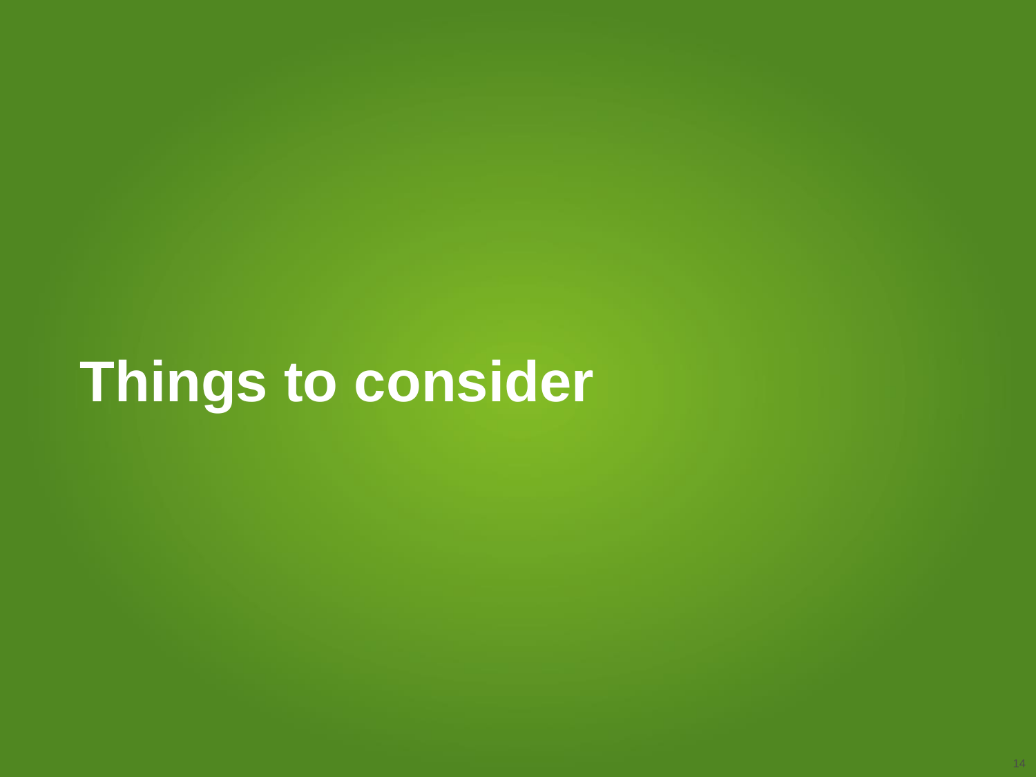# Things to consider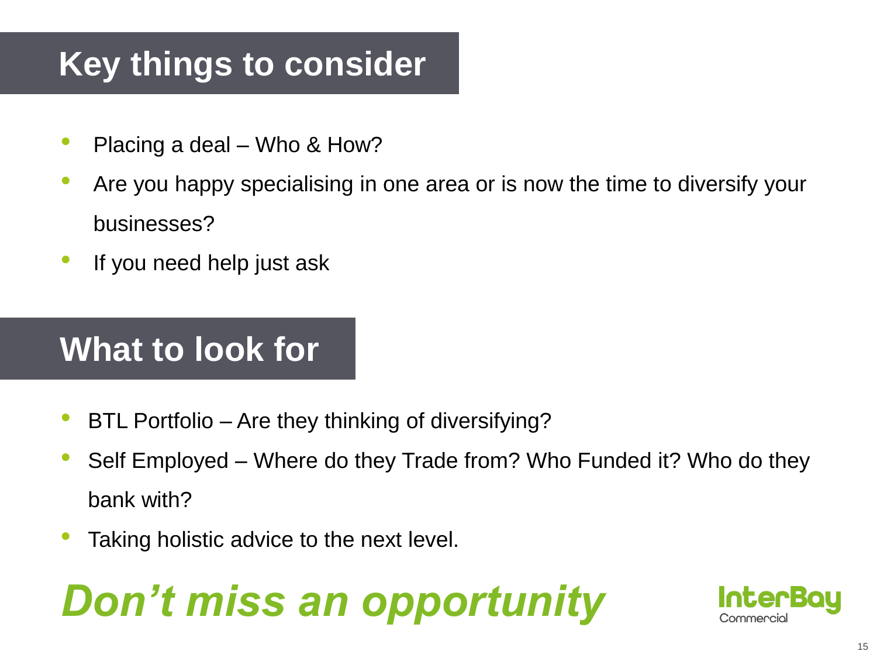## Key things to consider

- Placing a deal – Who & How?
- Are you happy specialising in one area or is now the time to diversify your businesses?
- If you need help just ask

## What to look for

- BTL Portfolio – Are they thinking of diversifying?
- Self Employed – Where do they Trade from? Who Funded it? Who do they bank with?
- Taking holistic advice to the next level.

***Don't miss an opportunity***

InterBay Commercial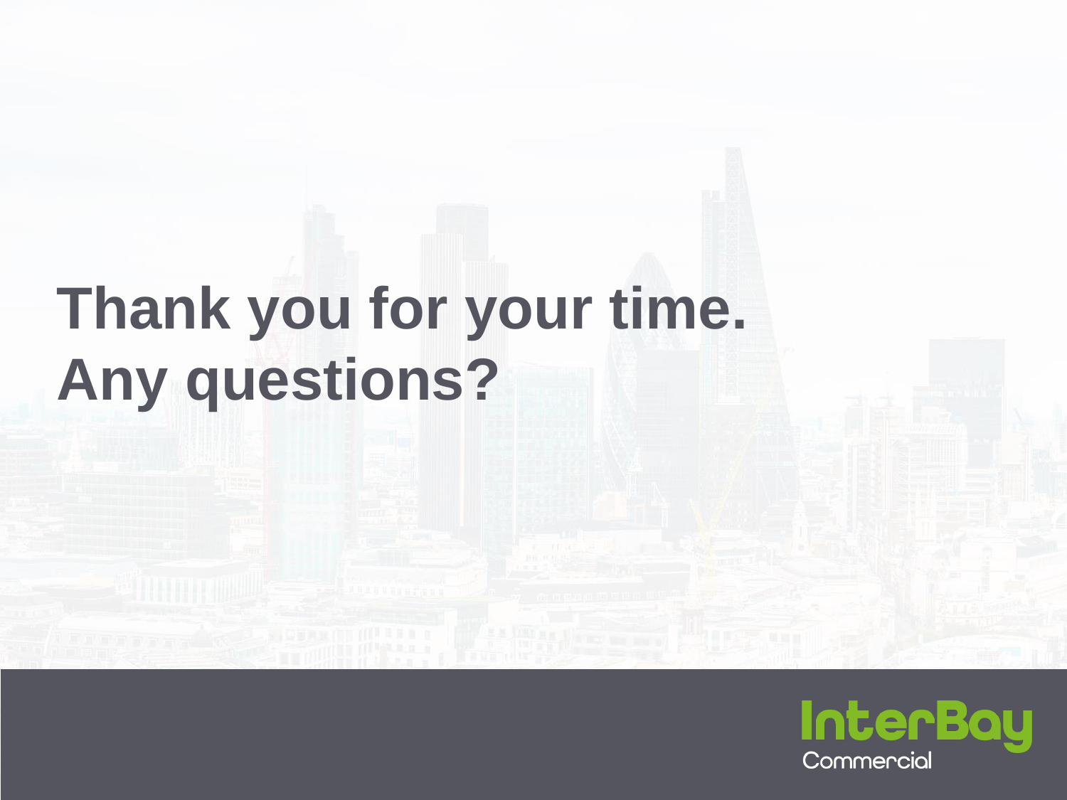# Thank you for your time.
# Any questions?

InterBay Commercial